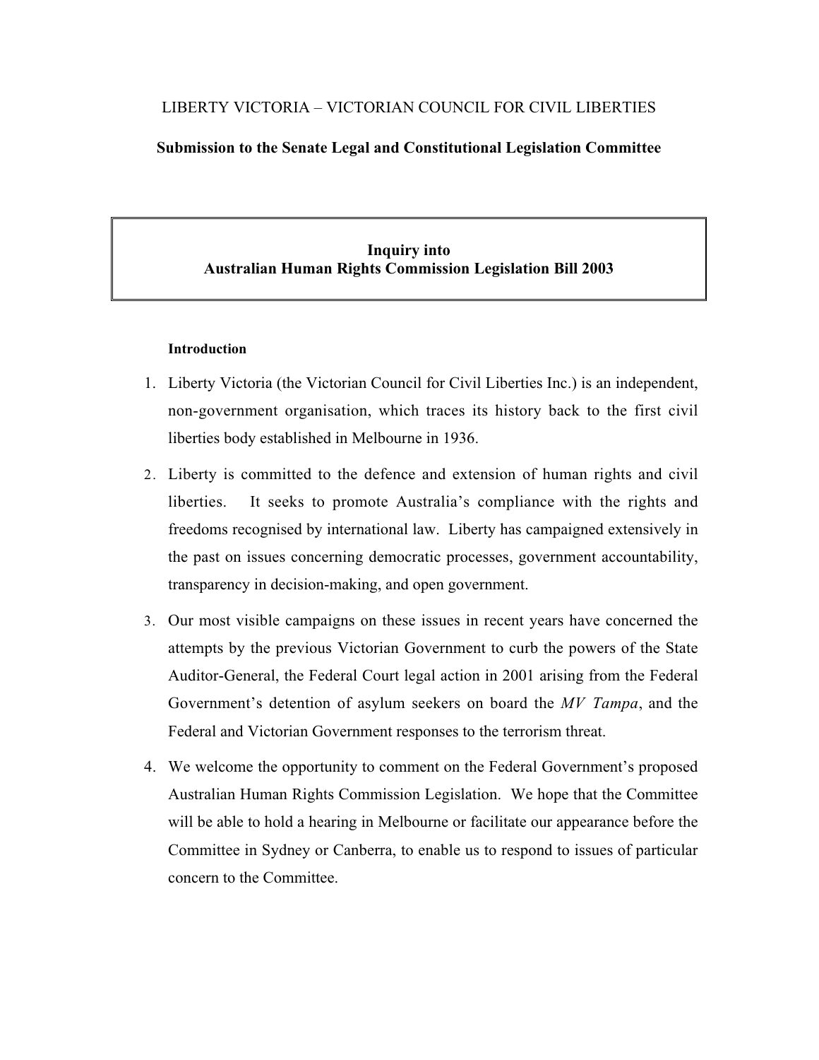LIBERTY VICTORIA – VICTORIAN COUNCIL FOR CIVIL LIBERTIES

**Submission to the Senate Legal and Constitutional Legislation Committee**

**Inquiry into**
**Australian Human Rights Commission Legislation Bill 2003**

**Introduction**

1. Liberty Victoria (the Victorian Council for Civil Liberties Inc.) is an independent, non-government organisation, which traces its history back to the first civil liberties body established in Melbourne in 1936.

2. Liberty is committed to the defence and extension of human rights and civil liberties. It seeks to promote Australia's compliance with the rights and freedoms recognised by international law. Liberty has campaigned extensively in the past on issues concerning democratic processes, government accountability, transparency in decision-making, and open government.

3. Our most visible campaigns on these issues in recent years have concerned the attempts by the previous Victorian Government to curb the powers of the State Auditor-General, the Federal Court legal action in 2001 arising from the Federal Government's detention of asylum seekers on board the *MV Tampa*, and the Federal and Victorian Government responses to the terrorism threat.

4. We welcome the opportunity to comment on the Federal Government's proposed Australian Human Rights Commission Legislation. We hope that the Committee will be able to hold a hearing in Melbourne or facilitate our appearance before the Committee in Sydney or Canberra, to enable us to respond to issues of particular concern to the Committee.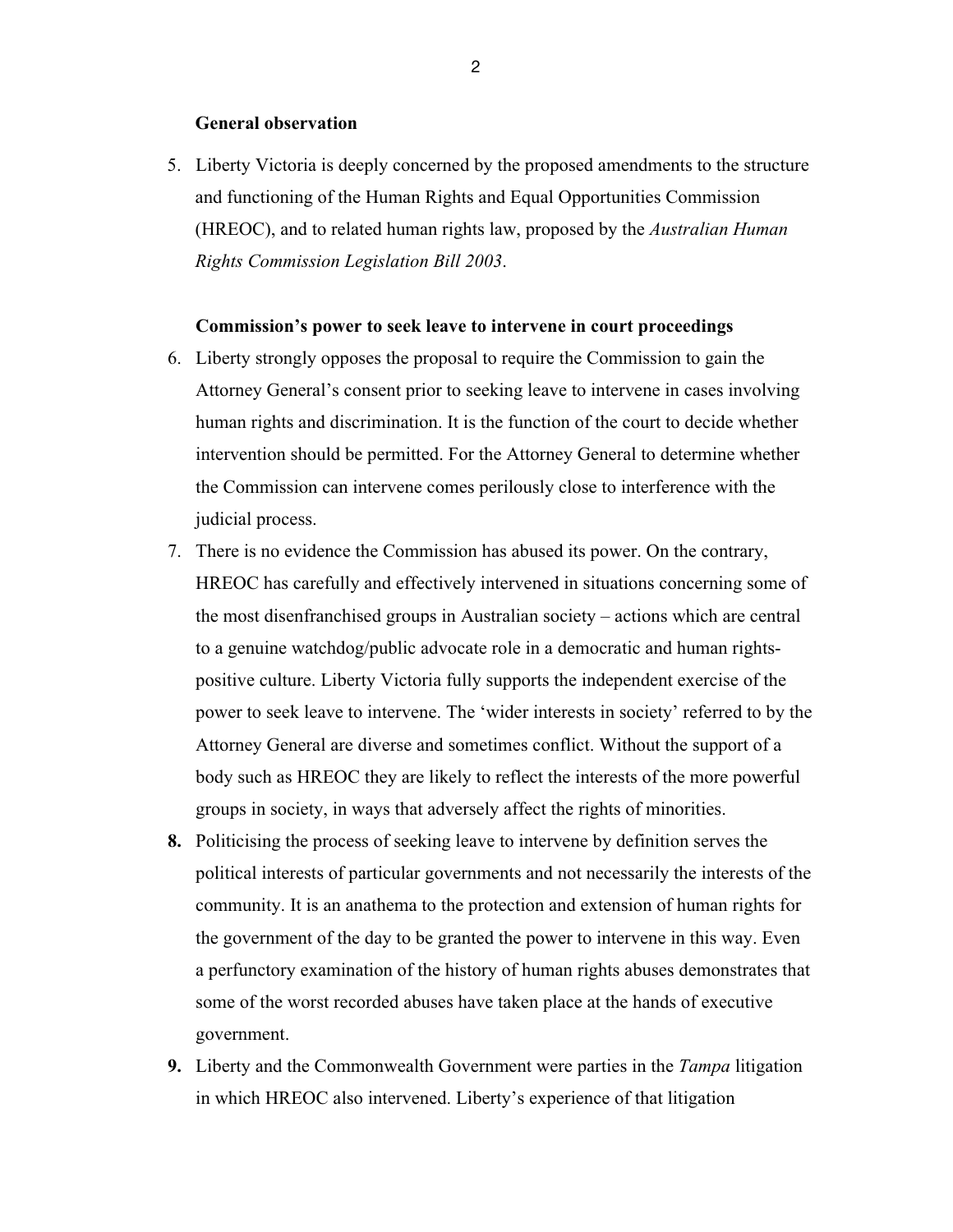**General observation**

5. Liberty Victoria is deeply concerned by the proposed amendments to the structure and functioning of the Human Rights and Equal Opportunities Commission (HREOC), and to related human rights law, proposed by the *Australian Human Rights Commission Legislation Bill 2003*.

**Commission's power to seek leave to intervene in court proceedings**

6. Liberty strongly opposes the proposal to require the Commission to gain the Attorney General's consent prior to seeking leave to intervene in cases involving human rights and discrimination. It is the function of the court to decide whether intervention should be permitted. For the Attorney General to determine whether the Commission can intervene comes perilously close to interference with the judicial process.
7. There is no evidence the Commission has abused its power. On the contrary, HREOC has carefully and effectively intervened in situations concerning some of the most disenfranchised groups in Australian society – actions which are central to a genuine watchdog/public advocate role in a democratic and human rights-positive culture. Liberty Victoria fully supports the independent exercise of the power to seek leave to intervene. The 'wider interests in society' referred to by the Attorney General are diverse and sometimes conflict. Without the support of a body such as HREOC they are likely to reflect the interests of the more powerful groups in society, in ways that adversely affect the rights of minorities.
8. Politicising the process of seeking leave to intervene by definition serves the political interests of particular governments and not necessarily the interests of the community. It is an anathema to the protection and extension of human rights for the government of the day to be granted the power to intervene in this way. Even a perfunctory examination of the history of human rights abuses demonstrates that some of the worst recorded abuses have taken place at the hands of executive government.
9. Liberty and the Commonwealth Government were parties in the *Tampa* litigation in which HREOC also intervened. Liberty's experience of that litigation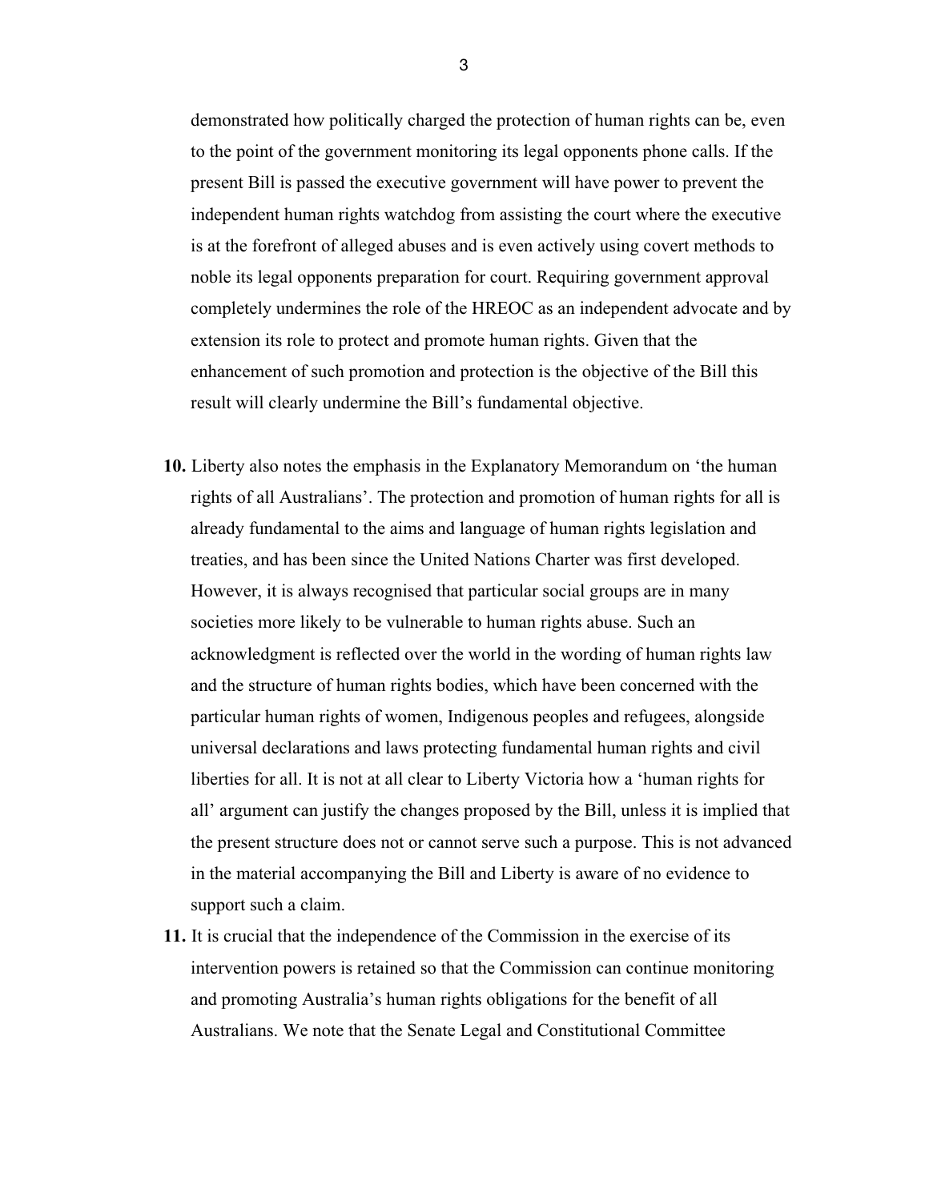demonstrated how politically charged the protection of human rights can be, even to the point of the government monitoring its legal opponents phone calls. If the present Bill is passed the executive government will have power to prevent the independent human rights watchdog from assisting the court where the executive is at the forefront of alleged abuses and is even actively using covert methods to noble its legal opponents preparation for court. Requiring government approval completely undermines the role of the HREOC as an independent advocate and by extension its role to protect and promote human rights. Given that the enhancement of such promotion and protection is the objective of the Bill this result will clearly undermine the Bill's fundamental objective.

**10.** Liberty also notes the emphasis in the Explanatory Memorandum on 'the human rights of all Australians'. The protection and promotion of human rights for all is already fundamental to the aims and language of human rights legislation and treaties, and has been since the United Nations Charter was first developed. However, it is always recognised that particular social groups are in many societies more likely to be vulnerable to human rights abuse. Such an acknowledgment is reflected over the world in the wording of human rights law and the structure of human rights bodies, which have been concerned with the particular human rights of women, Indigenous peoples and refugees, alongside universal declarations and laws protecting fundamental human rights and civil liberties for all. It is not at all clear to Liberty Victoria how a 'human rights for all' argument can justify the changes proposed by the Bill, unless it is implied that the present structure does not or cannot serve such a purpose. This is not advanced in the material accompanying the Bill and Liberty is aware of no evidence to support such a claim.

**11.** It is crucial that the independence of the Commission in the exercise of its intervention powers is retained so that the Commission can continue monitoring and promoting Australia's human rights obligations for the benefit of all Australians. We note that the Senate Legal and Constitutional Committee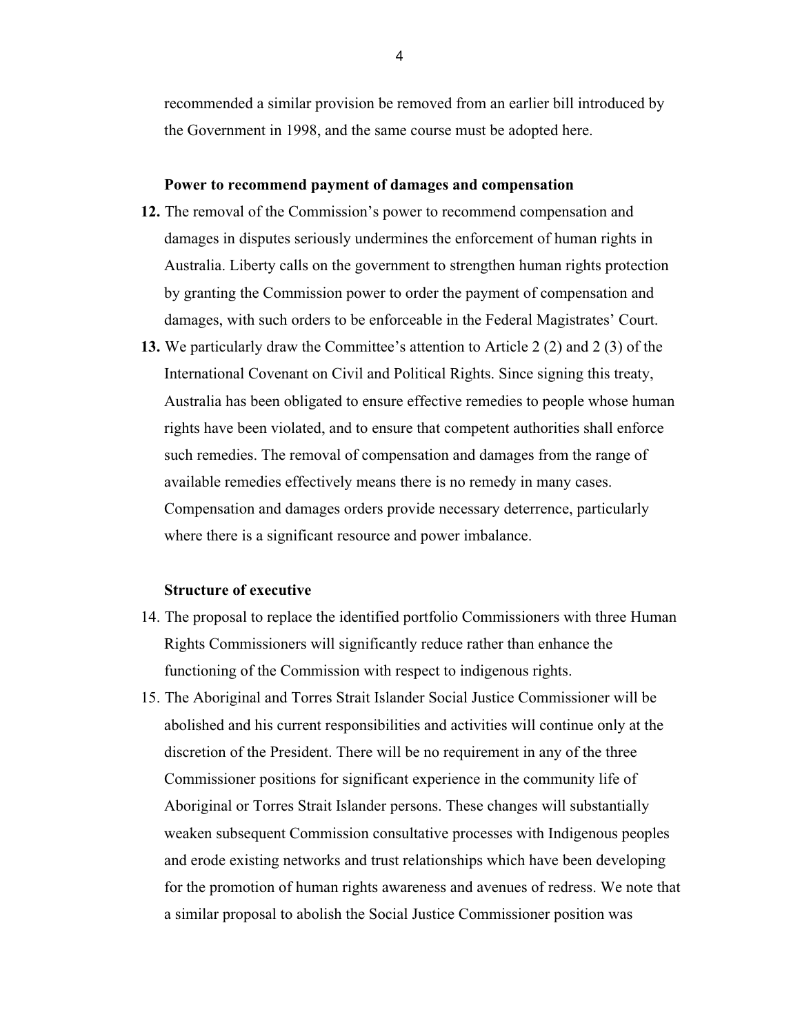recommended a similar provision be removed from an earlier bill introduced by the Government in 1998, and the same course must be adopted here.

**Power to recommend payment of damages and compensation**

**12.** The removal of the Commission's power to recommend compensation and damages in disputes seriously undermines the enforcement of human rights in Australia. Liberty calls on the government to strengthen human rights protection by granting the Commission power to order the payment of compensation and damages, with such orders to be enforceable in the Federal Magistrates' Court.

**13.** We particularly draw the Committee's attention to Article 2 (2) and 2 (3) of the International Covenant on Civil and Political Rights. Since signing this treaty, Australia has been obligated to ensure effective remedies to people whose human rights have been violated, and to ensure that competent authorities shall enforce such remedies. The removal of compensation and damages from the range of available remedies effectively means there is no remedy in many cases. Compensation and damages orders provide necessary deterrence, particularly where there is a significant resource and power imbalance.

**Structure of executive**

14. The proposal to replace the identified portfolio Commissioners with three Human Rights Commissioners will significantly reduce rather than enhance the functioning of the Commission with respect to indigenous rights.

15. The Aboriginal and Torres Strait Islander Social Justice Commissioner will be abolished and his current responsibilities and activities will continue only at the discretion of the President. There will be no requirement in any of the three Commissioner positions for significant experience in the community life of Aboriginal or Torres Strait Islander persons. These changes will substantially weaken subsequent Commission consultative processes with Indigenous peoples and erode existing networks and trust relationships which have been developing for the promotion of human rights awareness and avenues of redress. We note that a similar proposal to abolish the Social Justice Commissioner position was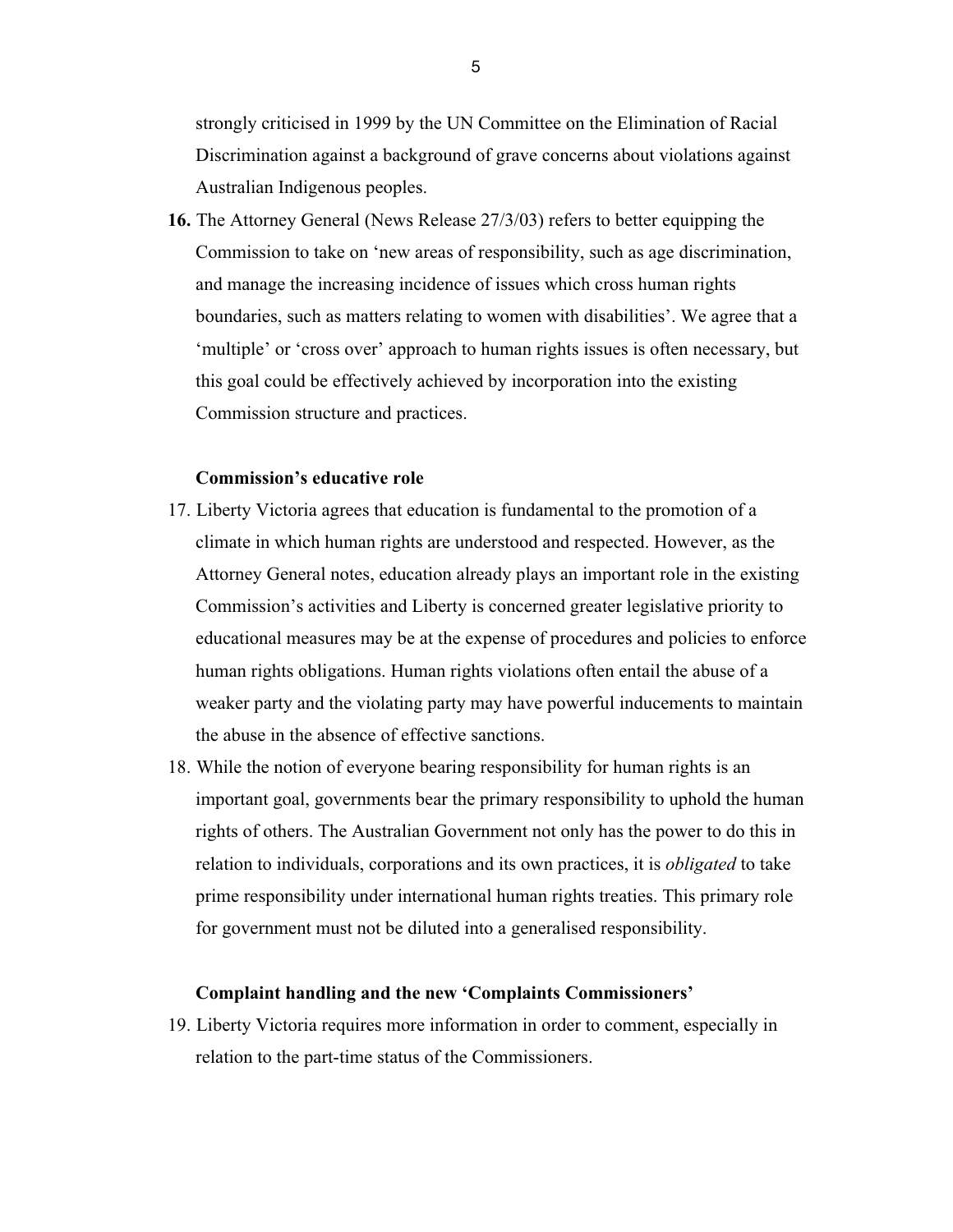strongly criticised in 1999 by the UN Committee on the Elimination of Racial Discrimination against a background of grave concerns about violations against Australian Indigenous peoples.

**16.** The Attorney General (News Release 27/3/03) refers to better equipping the Commission to take on 'new areas of responsibility, such as age discrimination, and manage the increasing incidence of issues which cross human rights boundaries, such as matters relating to women with disabilities'. We agree that a 'multiple' or 'cross over' approach to human rights issues is often necessary, but this goal could be effectively achieved by incorporation into the existing Commission structure and practices.

**Commission's educative role**

17. Liberty Victoria agrees that education is fundamental to the promotion of a climate in which human rights are understood and respected. However, as the Attorney General notes, education already plays an important role in the existing Commission's activities and Liberty is concerned greater legislative priority to educational measures may be at the expense of procedures and policies to enforce human rights obligations. Human rights violations often entail the abuse of a weaker party and the violating party may have powerful inducements to maintain the abuse in the absence of effective sanctions.

18. While the notion of everyone bearing responsibility for human rights is an important goal, governments bear the primary responsibility to uphold the human rights of others. The Australian Government not only has the power to do this in relation to individuals, corporations and its own practices, it is *obligated* to take prime responsibility under international human rights treaties. This primary role for government must not be diluted into a generalised responsibility.

**Complaint handling and the new 'Complaints Commissioners'**

19. Liberty Victoria requires more information in order to comment, especially in relation to the part-time status of the Commissioners.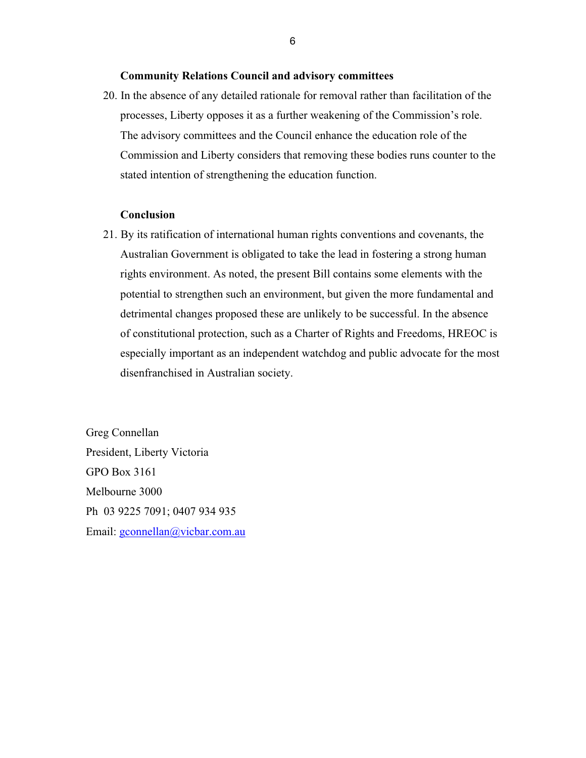**Community Relations Council and advisory committees**

20. In the absence of any detailed rationale for removal rather than facilitation of the processes, Liberty opposes it as a further weakening of the Commission's role. The advisory committees and the Council enhance the education role of the Commission and Liberty considers that removing these bodies runs counter to the stated intention of strengthening the education function.

**Conclusion**

21. By its ratification of international human rights conventions and covenants, the Australian Government is obligated to take the lead in fostering a strong human rights environment. As noted, the present Bill contains some elements with the potential to strengthen such an environment, but given the more fundamental and detrimental changes proposed these are unlikely to be successful. In the absence of constitutional protection, such as a Charter of Rights and Freedoms, HREOC is especially important as an independent watchdog and public advocate for the most disenfranchised in Australian society.

Greg Connellan
President, Liberty Victoria
GPO Box 3161
Melbourne 3000
Ph 03 9225 7091; 0407 934 935
Email: gconnellan@vicbar.com.au